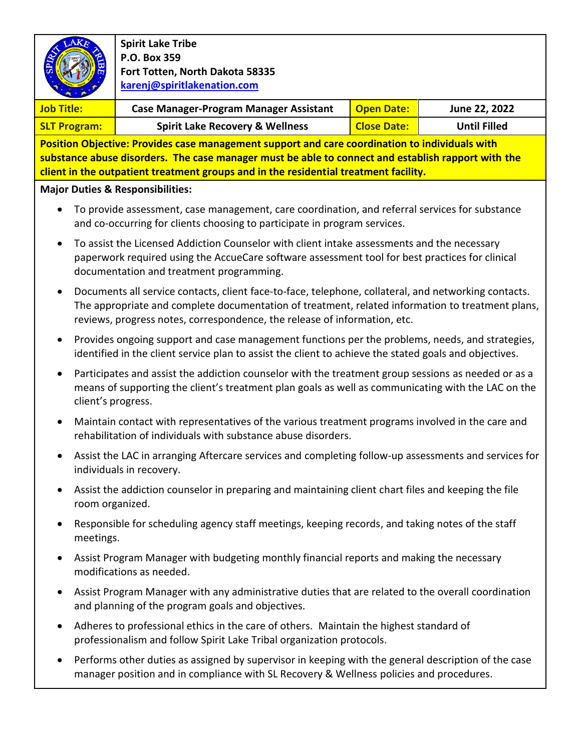**Spirit Lake Tribe**
**P.O. Box 359**
**Fort Totten, North Dakota 58335**
**karenj@spiritlakenation.com**

| **Job Title:** | **Case Manager-Program Manager Assistant** | **Open Date:** | **June 22, 2022** |
|---|---|---|---|
| **SLT Program:** | **Spirit Lake Recovery & Wellness** | **Close Date:** | **Until Filled** |

**Position Objective: Provides case management support and care coordination to individuals with substance abuse disorders. The case manager must be able to connect and establish rapport with the client in the outpatient treatment groups and in the residential treatment facility.**

**Major Duties & Responsibilities:**

- To provide assessment, case management, care coordination, and referral services for substance and co-occurring for clients choosing to participate in program services.
- To assist the Licensed Addiction Counselor with client intake assessments and the necessary paperwork required using the AccueCare software assessment tool for best practices for clinical documentation and treatment programming.
- Documents all service contacts, client face-to-face, telephone, collateral, and networking contacts. The appropriate and complete documentation of treatment, related information to treatment plans, reviews, progress notes, correspondence, the release of information, etc.
- Provides ongoing support and case management functions per the problems, needs, and strategies, identified in the client service plan to assist the client to achieve the stated goals and objectives.
- Participates and assist the addiction counselor with the treatment group sessions as needed or as a means of supporting the client's treatment plan goals as well as communicating with the LAC on the client's progress.
- Maintain contact with representatives of the various treatment programs involved in the care and rehabilitation of individuals with substance abuse disorders.
- Assist the LAC in arranging Aftercare services and completing follow-up assessments and services for individuals in recovery.
- Assist the addiction counselor in preparing and maintaining client chart files and keeping the file room organized.
- Responsible for scheduling agency staff meetings, keeping records, and taking notes of the staff meetings.
- Assist Program Manager with budgeting monthly financial reports and making the necessary modifications as needed.
- Assist Program Manager with any administrative duties that are related to the overall coordination and planning of the program goals and objectives.
- Adheres to professional ethics in the care of others. Maintain the highest standard of professionalism and follow Spirit Lake Tribal organization protocols.
- Performs other duties as assigned by supervisor in keeping with the general description of the case manager position and in compliance with SL Recovery & Wellness policies and procedures.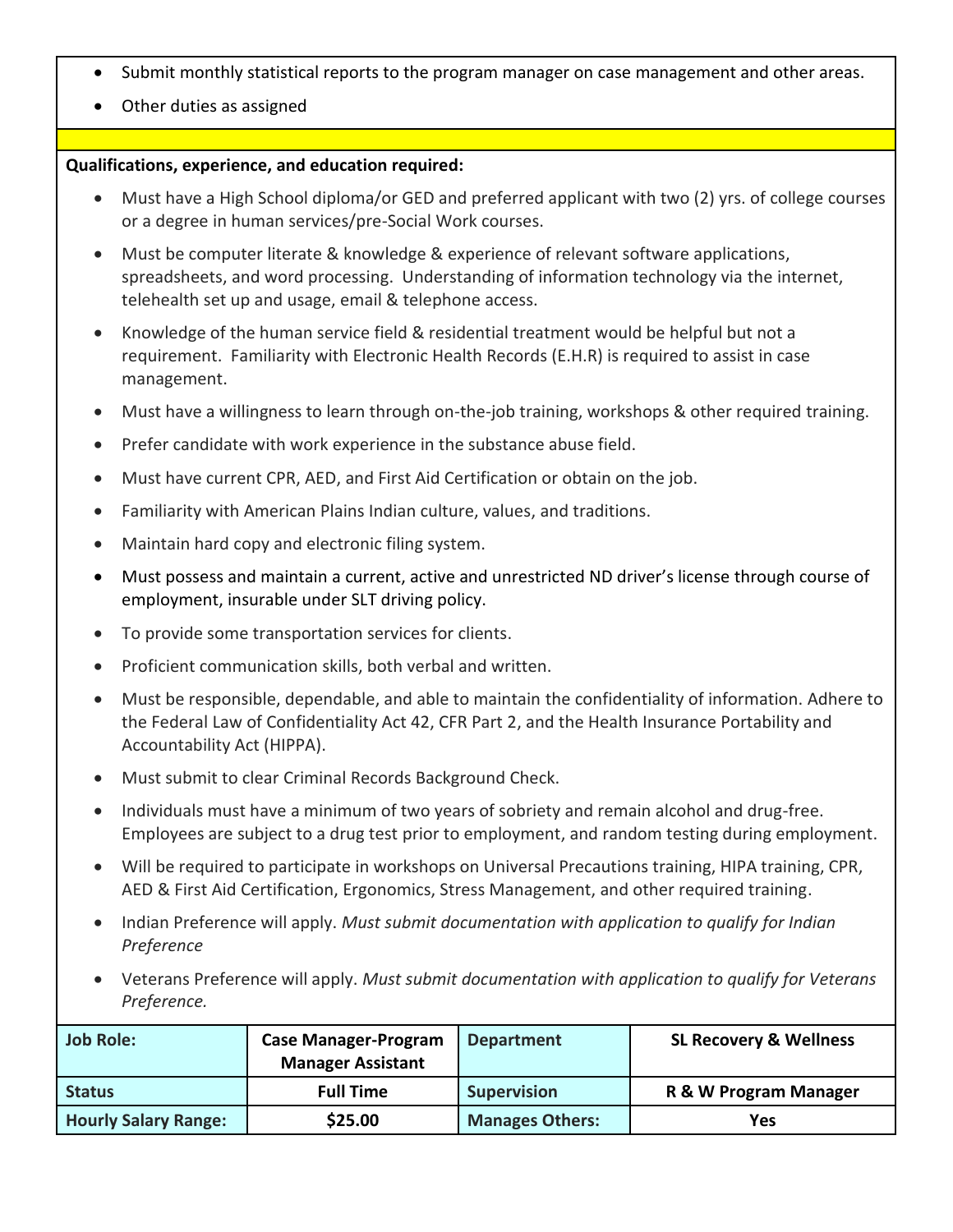- Submit monthly statistical reports to the program manager on case management and other areas.
- Other duties as assigned

**Qualifications, experience, and education required:**

- Must have a High School diploma/or GED and preferred applicant with two (2) yrs. of college courses or a degree in human services/pre-Social Work courses.
- Must be computer literate & knowledge & experience of relevant software applications, spreadsheets, and word processing. Understanding of information technology via the internet, telehealth set up and usage, email & telephone access.
- Knowledge of the human service field & residential treatment would be helpful but not a requirement. Familiarity with Electronic Health Records (E.H.R) is required to assist in case management.
- Must have a willingness to learn through on-the-job training, workshops & other required training.
- Prefer candidate with work experience in the substance abuse field.
- Must have current CPR, AED, and First Aid Certification or obtain on the job.
- Familiarity with American Plains Indian culture, values, and traditions.
- Maintain hard copy and electronic filing system.
- Must possess and maintain a current, active and unrestricted ND driver's license through course of employment, insurable under SLT driving policy.
- To provide some transportation services for clients.
- Proficient communication skills, both verbal and written.
- Must be responsible, dependable, and able to maintain the confidentiality of information. Adhere to the Federal Law of Confidentiality Act 42, CFR Part 2, and the Health Insurance Portability and Accountability Act (HIPPA).
- Must submit to clear Criminal Records Background Check.
- Individuals must have a minimum of two years of sobriety and remain alcohol and drug-free. Employees are subject to a drug test prior to employment, and random testing during employment.
- Will be required to participate in workshops on Universal Precautions training, HIPA training, CPR, AED & First Aid Certification, Ergonomics, Stress Management, and other required training.
- Indian Preference will apply. *Must submit documentation with application to qualify for Indian Preference*
- Veterans Preference will apply. *Must submit documentation with application to qualify for Veterans Preference.*

| **Job Role:** | **Case Manager-Program Manager Assistant** | **Department** | **SL Recovery & Wellness** |
|---|---|---|---|
| **Status** | **Full Time** | **Supervision** | **R & W Program Manager** |
| **Hourly Salary Range:** | **$25.00** | **Manages Others:** | **Yes** |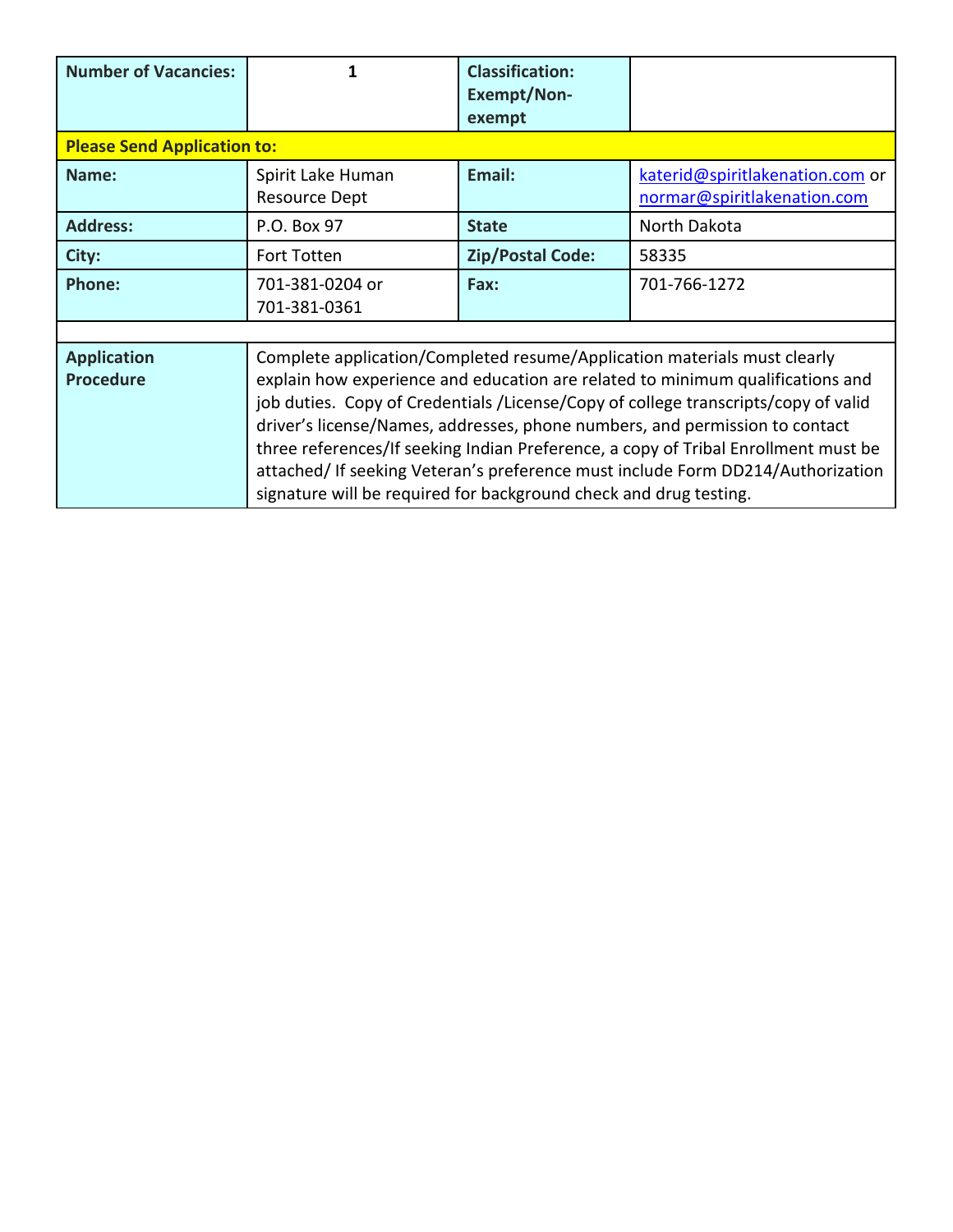| | | | |
|---|---|---|---|
| **Number of Vacancies:** | **1** | **Classification: Exempt/Non-exempt** | |
| **Please Send Application to:** | | | |
| **Name:** | Spirit Lake Human Resource Dept | **Email:** | katerid@spiritlakenation.com or normar@spiritlakenation.com |
| **Address:** | P.O. Box 97 | **State** | North Dakota |
| **City:** | Fort Totten | **Zip/Postal Code:** | 58335 |
| **Phone:** | 701-381-0204 or 701-381-0361 | **Fax:** | 701-766-1272 |

| | |
|---|---|
| **Application Procedure** | Complete application/Completed resume/Application materials must clearly explain how experience and education are related to minimum qualifications and job duties. Copy of Credentials /License/Copy of college transcripts/copy of valid driver's license/Names, addresses, phone numbers, and permission to contact three references/If seeking Indian Preference, a copy of Tribal Enrollment must be attached/ If seeking Veteran's preference must include Form DD214/Authorization signature will be required for background check and drug testing. |